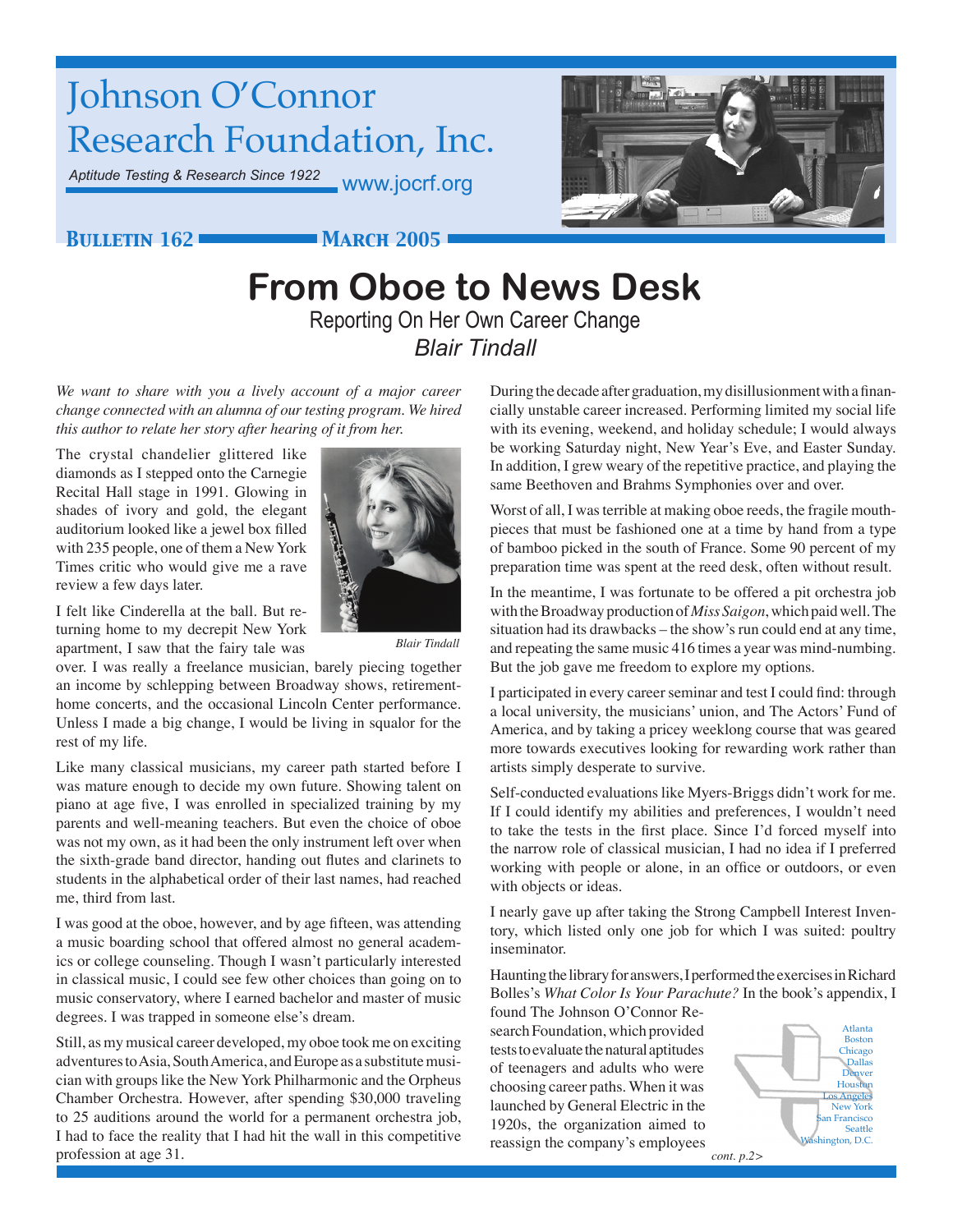# Johnson O'Connor Research Foundation, Inc.

*Aptitude Testing & Research Since 1922*

www.jocrf.org

**BULLETIN 162** **MARCH 2005**

# From Oboe to News Desk

## Reporting On Her Own Career Change

### *Blair Tindall*

*We want to share with you a lively account of a major career change connected with an alumna of our testing program. We hired this author to relate her story after hearing of it from her.*

The crystal chandelier glittered like diamonds as I stepped onto the Carnegie Recital Hall stage in 1991. Glowing in shades of ivory and gold, the elegant auditorium looked like a jewel box filled with 235 people, one of them a New York Times critic who would give me a rave review a few days later.

*Blair Tindall*

I felt like Cinderella at the ball. But returning home to my decrepit New York apartment, I saw that the fairy tale was over. I was really a freelance musician, barely piecing together an income by schlepping between Broadway shows, retirement-home concerts, and the occasional Lincoln Center performance. Unless I made a big change, I would be living in squalor for the rest of my life.

Like many classical musicians, my career path started before I was mature enough to decide my own future. Showing talent on piano at age five, I was enrolled in specialized training by my parents and well-meaning teachers. But even the choice of oboe was not my own, as it had been the only instrument left over when the sixth-grade band director, handing out flutes and clarinets to students in the alphabetical order of their last names, had reached me, third from last.

I was good at the oboe, however, and by age fifteen, was attending a music boarding school that offered almost no general academics or college counseling. Though I wasn't particularly interested in classical music, I could see few other choices than going on to music conservatory, where I earned bachelor and master of music degrees. I was trapped in someone else's dream.

Still, as my musical career developed, my oboe took me on exciting adventures to Asia, South America, and Europe as a substitute musician with groups like the New York Philharmonic and the Orpheus Chamber Orchestra. However, after spending $30,000 traveling to 25 auditions around the world for a permanent orchestra job, I had to face the reality that I had hit the wall in this competitive profession at age 31.

During the decade after graduation, my disillusionment with a financially unstable career increased. Performing limited my social life with its evening, weekend, and holiday schedule; I would always be working Saturday night, New Year's Eve, and Easter Sunday. In addition, I grew weary of the repetitive practice, and playing the same Beethoven and Brahms Symphonies over and over.

Worst of all, I was terrible at making oboe reeds, the fragile mouthpieces that must be fashioned one at a time by hand from a type of bamboo picked in the south of France. Some 90 percent of my preparation time was spent at the reed desk, often without result.

In the meantime, I was fortunate to be offered a pit orchestra job with the Broadway production of *Miss Saigon*, which paid well. The situation had its drawbacks – the show's run could end at any time, and repeating the same music 416 times a year was mind-numbing. But the job gave me freedom to explore my options.

I participated in every career seminar and test I could find: through a local university, the musicians' union, and The Actors' Fund of America, and by taking a pricey weeklong course that was geared more towards executives looking for rewarding work rather than artists simply desperate to survive.

Self-conducted evaluations like Myers-Briggs didn't work for me. If I could identify my abilities and preferences, I wouldn't need to take the tests in the first place. Since I'd forced myself into the narrow role of classical musician, I had no idea if I preferred working with people or alone, in an office or outdoors, or even with objects or ideas.

I nearly gave up after taking the Strong Campbell Interest Inventory, which listed only one job for which I was suited: poultry inseminator.

Haunting the library for answers, I performed the exercises in Richard Bolles's *What Color Is Your Parachute?* In the book's appendix, I found The Johnson O'Connor Research Foundation, which provided tests to evaluate the natural aptitudes of teenagers and adults who were choosing career paths. When it was launched by General Electric in the 1920s, the organization aimed to reassign the company's employees

*cont. p.2>*

Atlanta
Boston
Chicago
Dallas
Denver
Houston
Los Angeles
New York
San Francisco
Seattle
Washington, D.C.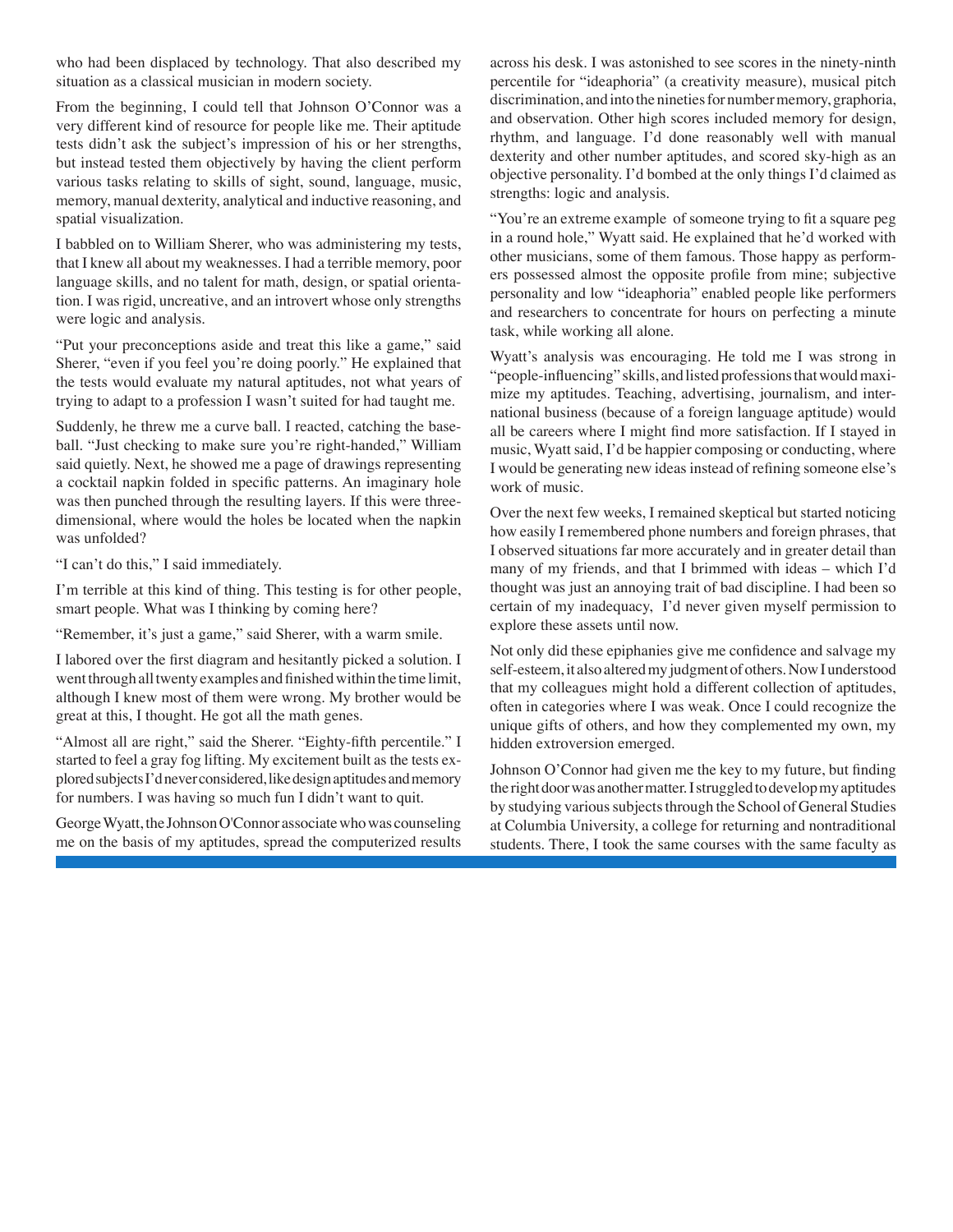who had been displaced by technology. That also described my situation as a classical musician in modern society.

From the beginning, I could tell that Johnson O'Connor was a very different kind of resource for people like me. Their aptitude tests didn't ask the subject's impression of his or her strengths, but instead tested them objectively by having the client perform various tasks relating to skills of sight, sound, language, music, memory, manual dexterity, analytical and inductive reasoning, and spatial visualization.

I babbled on to William Sherer, who was administering my tests, that I knew all about my weaknesses. I had a terrible memory, poor language skills, and no talent for math, design, or spatial orientation. I was rigid, uncreative, and an introvert whose only strengths were logic and analysis.

"Put your preconceptions aside and treat this like a game," said Sherer, "even if you feel you're doing poorly." He explained that the tests would evaluate my natural aptitudes, not what years of trying to adapt to a profession I wasn't suited for had taught me.

Suddenly, he threw me a curve ball. I reacted, catching the baseball. "Just checking to make sure you're right-handed," William said quietly. Next, he showed me a page of drawings representing a cocktail napkin folded in specific patterns. An imaginary hole was then punched through the resulting layers. If this were three-dimensional, where would the holes be located when the napkin was unfolded?

"I can't do this," I said immediately.

I'm terrible at this kind of thing. This testing is for other people, smart people. What was I thinking by coming here?

"Remember, it's just a game," said Sherer, with a warm smile.

I labored over the first diagram and hesitantly picked a solution. I went through all twenty examples and finished within the time limit, although I knew most of them were wrong. My brother would be great at this, I thought. He got all the math genes.

"Almost all are right," said the Sherer. "Eighty-fifth percentile." I started to feel a gray fog lifting. My excitement built as the tests explored subjects I'd never considered, like design aptitudes and memory for numbers. I was having so much fun I didn't want to quit.

George Wyatt, the Johnson O'Connor associate who was counseling me on the basis of my aptitudes, spread the computerized results across his desk. I was astonished to see scores in the ninety-ninth percentile for "ideaphoria" (a creativity measure), musical pitch discrimination, and into the nineties for number memory, graphoria, and observation. Other high scores included memory for design, rhythm, and language. I'd done reasonably well with manual dexterity and other number aptitudes, and scored sky-high as an objective personality. I'd bombed at the only things I'd claimed as strengths: logic and analysis.

"You're an extreme example of someone trying to fit a square peg in a round hole," Wyatt said. He explained that he'd worked with other musicians, some of them famous. Those happy as performers possessed almost the opposite profile from mine; subjective personality and low "ideaphoria" enabled people like performers and researchers to concentrate for hours on perfecting a minute task, while working all alone.

Wyatt's analysis was encouraging. He told me I was strong in "people-influencing" skills, and listed professions that would maximize my aptitudes. Teaching, advertising, journalism, and international business (because of a foreign language aptitude) would all be careers where I might find more satisfaction. If I stayed in music, Wyatt said, I'd be happier composing or conducting, where I would be generating new ideas instead of refining someone else's work of music.

Over the next few weeks, I remained skeptical but started noticing how easily I remembered phone numbers and foreign phrases, that I observed situations far more accurately and in greater detail than many of my friends, and that I brimmed with ideas – which I'd thought was just an annoying trait of bad discipline. I had been so certain of my inadequacy, I'd never given myself permission to explore these assets until now.

Not only did these epiphanies give me confidence and salvage my self-esteem, it also altered my judgment of others. Now I understood that my colleagues might hold a different collection of aptitudes, often in categories where I was weak. Once I could recognize the unique gifts of others, and how they complemented my own, my hidden extroversion emerged.

Johnson O'Connor had given me the key to my future, but finding the right door was another matter. I struggled to develop my aptitudes by studying various subjects through the School of General Studies at Columbia University, a college for returning and nontraditional students. There, I took the same courses with the same faculty as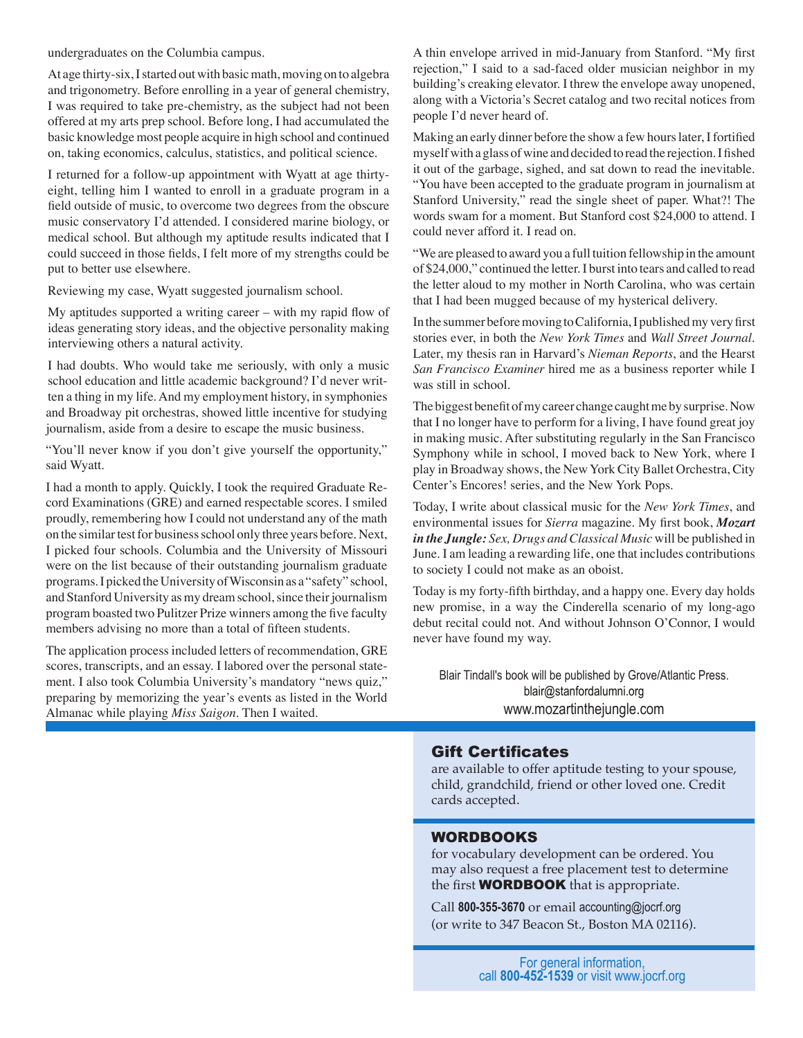undergraduates on the Columbia campus.

At age thirty-six, I started out with basic math, moving on to algebra and trigonometry. Before enrolling in a year of general chemistry, I was required to take pre-chemistry, as the subject had not been offered at my arts prep school. Before long, I had accumulated the basic knowledge most people acquire in high school and continued on, taking economics, calculus, statistics, and political science.

I returned for a follow-up appointment with Wyatt at age thirty-eight, telling him I wanted to enroll in a graduate program in a field outside of music, to overcome two degrees from the obscure music conservatory I'd attended. I considered marine biology, or medical school. But although my aptitude results indicated that I could succeed in those fields, I felt more of my strengths could be put to better use elsewhere.

Reviewing my case, Wyatt suggested journalism school.

My aptitudes supported a writing career – with my rapid flow of ideas generating story ideas, and the objective personality making interviewing others a natural activity.

I had doubts. Who would take me seriously, with only a music school education and little academic background? I'd never written a thing in my life. And my employment history, in symphonies and Broadway pit orchestras, showed little incentive for studying journalism, aside from a desire to escape the music business.

"You'll never know if you don't give yourself the opportunity," said Wyatt.

I had a month to apply. Quickly, I took the required Graduate Record Examinations (GRE) and earned respectable scores. I smiled proudly, remembering how I could not understand any of the math on the similar test for business school only three years before. Next, I picked four schools. Columbia and the University of Missouri were on the list because of their outstanding journalism graduate programs. I picked the University of Wisconsin as a "safety" school, and Stanford University as my dream school, since their journalism program boasted two Pulitzer Prize winners among the five faculty members advising no more than a total of fifteen students.

The application process included letters of recommendation, GRE scores, transcripts, and an essay. I labored over the personal statement. I also took Columbia University's mandatory "news quiz," preparing by memorizing the year's events as listed in the World Almanac while playing *Miss Saigon*. Then I waited.

A thin envelope arrived in mid-January from Stanford. "My first rejection," I said to a sad-faced older musician neighbor in my building's creaking elevator. I threw the envelope away unopened, along with a Victoria's Secret catalog and two recital notices from people I'd never heard of.

Making an early dinner before the show a few hours later, I fortified myself with a glass of wine and decided to read the rejection. I fished it out of the garbage, sighed, and sat down to read the inevitable. "You have been accepted to the graduate program in journalism at Stanford University," read the single sheet of paper. What?! The words swam for a moment. But Stanford cost $24,000 to attend. I could never afford it. I read on.

"We are pleased to award you a full tuition fellowship in the amount of $24,000," continued the letter. I burst into tears and called to read the letter aloud to my mother in North Carolina, who was certain that I had been mugged because of my hysterical delivery.

In the summer before moving to California, I published my very first stories ever, in both the *New York Times* and *Wall Street Journal*. Later, my thesis ran in Harvard's *Nieman Reports*, and the Hearst *San Francisco Examiner* hired me as a business reporter while I was still in school.

The biggest benefit of my career change caught me by surprise. Now that I no longer have to perform for a living, I have found great joy in making music. After substituting regularly in the San Francisco Symphony while in school, I moved back to New York, where I play in Broadway shows, the New York City Ballet Orchestra, City Center's Encores! series, and the New York Pops.

Today, I write about classical music for the *New York Times*, and environmental issues for *Sierra* magazine. My first book, ***Mozart in the Jungle:*** *Sex, Drugs and Classical Music* will be published in June. I am leading a rewarding life, one that includes contributions to society I could not make as an oboist.

Today is my forty-fifth birthday, and a happy one. Every day holds new promise, in a way the Cinderella scenario of my long-ago debut recital could not. And without Johnson O'Connor, I would never have found my way.

Blair Tindall's book will be published by Grove/Atlantic Press.
blair@stanfordalumni.org
www.mozartinthejungle.com

## Gift Certificates

are available to offer aptitude testing to your spouse, child, grandchild, friend or other loved one. Credit cards accepted.

## WORDBOOKS

for vocabulary development can be ordered. You may also request a free placement test to determine the first **WORDBOOK** that is appropriate.

Call **800-355-3670** or email accounting@jocrf.org (or write to 347 Beacon St., Boston MA 02116).

For general information, call **800-452-1539** or visit www.jocrf.org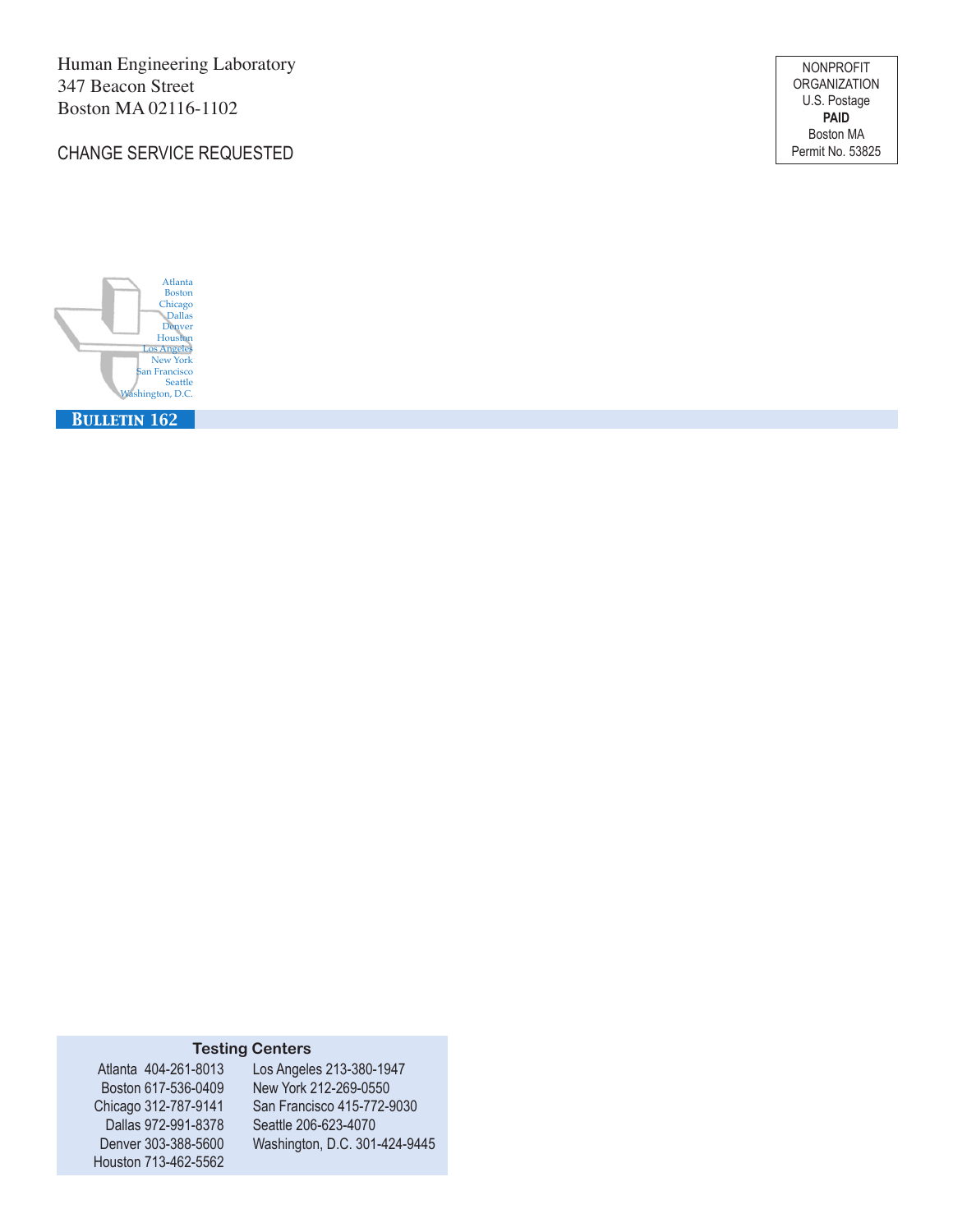Human Engineering Laboratory
347 Beacon Street
Boston MA 02116-1102

CHANGE SERVICE REQUESTED

NONPROFIT
ORGANIZATION
U.S. Postage
**PAID**
Boston MA
Permit No. 53825

Atlanta
Boston
Chicago
Dallas
Denver
Houston
Los Angeles
New York
San Francisco
Seattle
Washington, D.C.

**BULLETIN 162**

## Testing Centers

Atlanta 404-261-8013
Boston 617-536-0409
Chicago 312-787-9141
Dallas 972-991-8378
Denver 303-388-5600
Houston 713-462-5562
Los Angeles 213-380-1947
New York 212-269-0550
San Francisco 415-772-9030
Seattle 206-623-4070
Washington, D.C. 301-424-9445